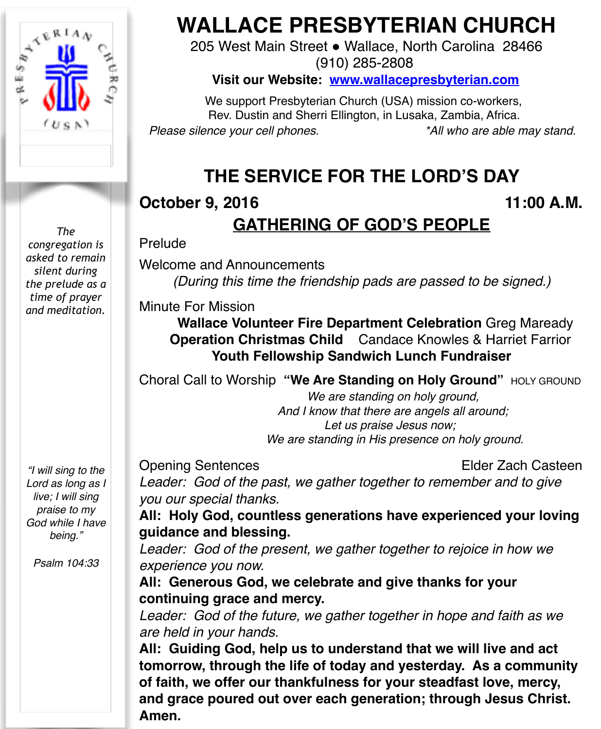# WALLACE PRESBYTERIAN CHURCH

205 West Main Street ● Wallace, North Carolina 28466
(910) 285-2808

**Visit our Website: www.wallacepresbyterian.com**

We support Presbyterian Church (USA) mission co-workers, Rev. Dustin and Sherri Ellington, in Lusaka, Zambia, Africa.

*Please silence your cell phones.* *All who are able may stand.*

*The congregation is asked to remain silent during the prelude as a time of prayer and meditation.*

*"I will sing to the Lord as long as I live; I will sing praise to my God while I have being."*

*Psalm 104:33*

## THE SERVICE FOR THE LORD'S DAY

**October 9, 2016** **11:00 A.M.**

### GATHERING OF GOD'S PEOPLE

Prelude

Welcome and Announcements

*(During this time the friendship pads are passed to be signed.)*

Minute For Mission

**Wallace Volunteer Fire Department Celebration** Greg Maready

**Operation Christmas Child** Candace Knowles & Harriet Farrior

**Youth Fellowship Sandwich Lunch Fundraiser**

Choral Call to Worship **"We Are Standing on Holy Ground"** HOLY GROUND

*We are standing on holy ground,*
*And I know that there are angels all around;*
*Let us praise Jesus now;*
*We are standing in His presence on holy ground.*

Opening Sentences Elder Zach Casteen

*Leader: God of the past, we gather together to remember and to give you our special thanks.*

**All: Holy God, countless generations have experienced your loving guidance and blessing.**

*Leader: God of the present, we gather together to rejoice in how we experience you now.*

**All: Generous God, we celebrate and give thanks for your continuing grace and mercy.**

*Leader: God of the future, we gather together in hope and faith as we are held in your hands.*

**All: Guiding God, help us to understand that we will live and act tomorrow, through the life of today and yesterday. As a community of faith, we offer our thankfulness for your steadfast love, mercy, and grace poured out over each generation; through Jesus Christ. Amen.**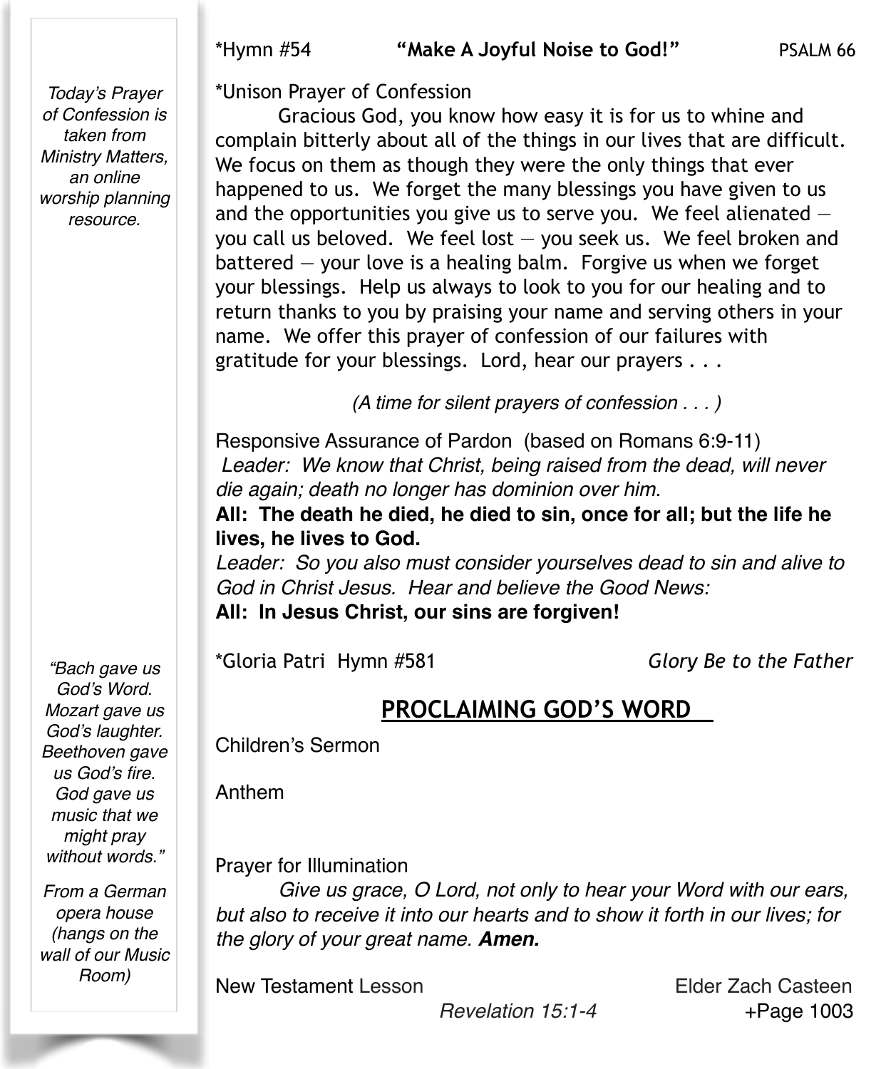*Hymn #54 **"Make A Joyful Noise to God!"** PSALM 66

*Unison Prayer of Confession

Gracious God, you know how easy it is for us to whine and complain bitterly about all of the things in our lives that are difficult. We focus on them as though they were the only things that ever happened to us. We forget the many blessings you have given to us and the opportunities you give us to serve you. We feel alienated — you call us beloved. We feel lost — you seek us. We feel broken and battered — your love is a healing balm. Forgive us when we forget your blessings. Help us always to look to you for our healing and to return thanks to you by praising your name and serving others in your name. We offer this prayer of confession of our failures with gratitude for your blessings. Lord, hear our prayers . . .

*(A time for silent prayers of confession . . . )*

*Today's Prayer of Confession is taken from Ministry Matters, an online worship planning resource.*

Responsive Assurance of Pardon (based on Romans 6:9-11)

*Leader: We know that Christ, being raised from the dead, will never die again; death no longer has dominion over him.*

**All: The death he died, he died to sin, once for all; but the life he lives, he lives to God.**

*Leader: So you also must consider yourselves dead to sin and alive to God in Christ Jesus. Hear and believe the Good News:*

**All: In Jesus Christ, our sins are forgiven!**

*Gloria Patri Hymn #581 *Glory Be to the Father*

## PROCLAIMING GOD'S WORD

Children's Sermon

Anthem

Prayer for Illumination

*Give us grace, O Lord, not only to hear your Word with our ears, but also to receive it into our hearts and to show it forth in our lives; for the glory of your great name.* ***Amen.***

New Testament Lesson — Elder Zach Casteen

*Revelation 15:1-4* +Page 1003

*"Bach gave us God's Word. Mozart gave us God's laughter. Beethoven gave us God's fire. God gave us music that we might pray without words."*

*From a German opera house (hangs on the wall of our Music Room)*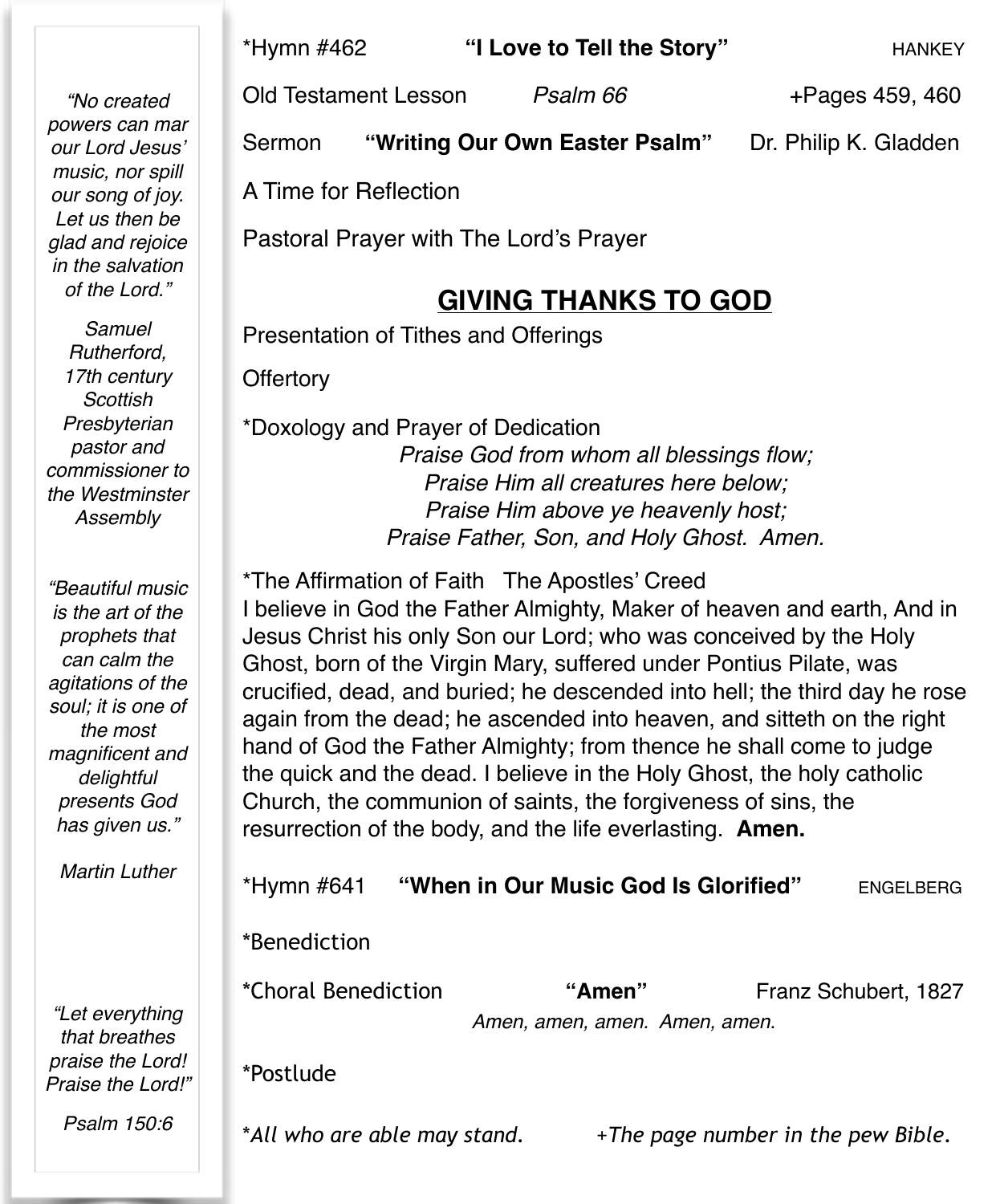*Hymn #462 **"I Love to Tell the Story"** HANKEY

Old Testament Lesson *Psalm 66* +Pages 459, 460

Sermon **"Writing Our Own Easter Psalm"** Dr. Philip K. Gladden

A Time for Reflection

Pastoral Prayer with The Lord's Prayer

## GIVING THANKS TO GOD

Presentation of Tithes and Offerings

Offertory

*Doxology and Prayer of Dedication

*Praise God from whom all blessings flow;*
*Praise Him all creatures here below;*
*Praise Him above ye heavenly host;*
*Praise Father, Son, and Holy Ghost. Amen.*

*The Affirmation of Faith The Apostles' Creed

I believe in God the Father Almighty, Maker of heaven and earth, And in Jesus Christ his only Son our Lord; who was conceived by the Holy Ghost, born of the Virgin Mary, suffered under Pontius Pilate, was crucified, dead, and buried; he descended into hell; the third day he rose again from the dead; he ascended into heaven, and sitteth on the right hand of God the Father Almighty; from thence he shall come to judge the quick and the dead. I believe in the Holy Ghost, the holy catholic Church, the communion of saints, the forgiveness of sins, the resurrection of the body, and the life everlasting. **Amen.**

*Hymn #641 **"When in Our Music God Is Glorified"** ENGELBERG

*Benediction

*Choral Benediction **"Amen"** Franz Schubert, 1827

*Amen, amen, amen. Amen, amen.*

*Postlude

**All who are able may stand.* *+The page number in the pew Bible.*

---

*"No created powers can mar our Lord Jesus' music, nor spill our song of joy. Let us then be glad and rejoice in the salvation of the Lord."*

*Samuel Rutherford, 17th century Scottish Presbyterian pastor and commissioner to the Westminster Assembly*

*"Beautiful music is the art of the prophets that can calm the agitations of the soul; it is one of the most magnificent and delightful presents God has given us."*

*Martin Luther*

*"Let everything that breathes praise the Lord! Praise the Lord!"*

*Psalm 150:6*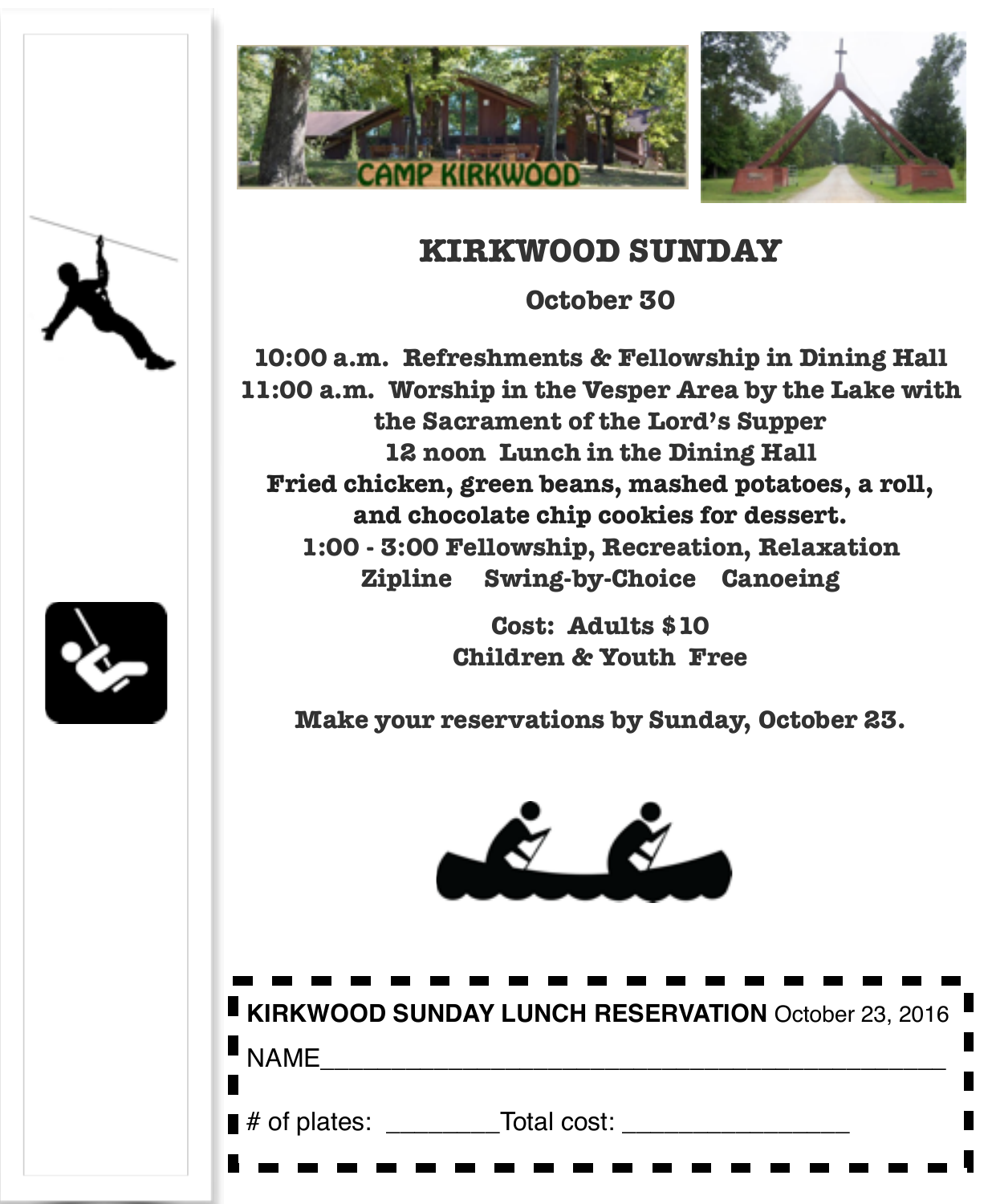# KIRKWOOD SUNDAY

**October 30**

**10:00 a.m. Refreshments & Fellowship in Dining Hall**
**11:00 a.m. Worship in the Vesper Area by the Lake with the Sacrament of the Lord's Supper**
**12 noon Lunch in the Dining Hall**
**Fried chicken, green beans, mashed potatoes, a roll, and chocolate chip cookies for dessert.**
**1:00 - 3:00 Fellowship, Recreation, Relaxation**
**Zipline Swing-by-Choice Canoeing**

**Cost: Adults $10**
**Children & Youth Free**

**Make your reservations by Sunday, October 23.**

---

**KIRKWOOD SUNDAY LUNCH RESERVATION** October 23, 2016

NAME_______________________________________________

# of plates: ________Total cost: ________________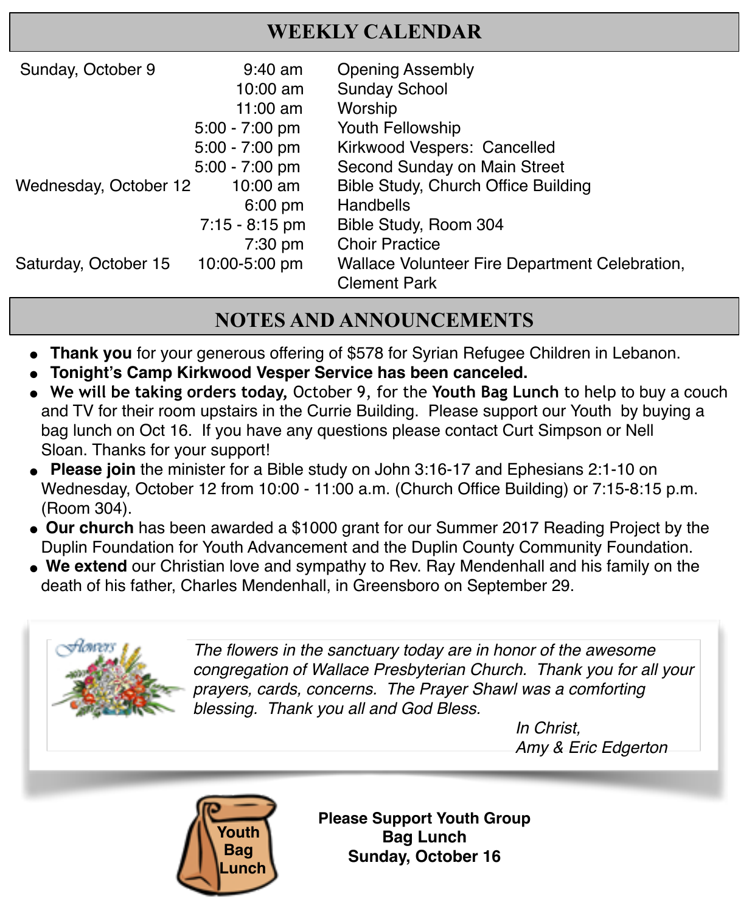# WEEKLY CALENDAR

| | | |
|---|---|---|
| Sunday, October 9 | 9:40 am | Opening Assembly |
| | 10:00 am | Sunday School |
| | 11:00 am | Worship |
| | 5:00 - 7:00 pm | Youth Fellowship |
| | 5:00 - 7:00 pm | Kirkwood Vespers: Cancelled |
| | 5:00 - 7:00 pm | Second Sunday on Main Street |
| Wednesday, October 12 | 10:00 am | Bible Study, Church Office Building |
| | 6:00 pm | Handbells |
| | 7:15 - 8:15 pm | Bible Study, Room 304 |
| | 7:30 pm | Choir Practice |
| Saturday, October 15 | 10:00-5:00 pm | Wallace Volunteer Fire Department Celebration, Clement Park |

# NOTES AND ANNOUNCEMENTS

- **Thank you** for your generous offering of $578 for Syrian Refugee Children in Lebanon.
- **Tonight's Camp Kirkwood Vesper Service has been canceled.**
- **We will be taking orders today,** October 9, for the **Youth Bag Lunch** to help to buy a couch and TV for their room upstairs in the Currie Building. Please support our Youth by buying a bag lunch on Oct 16. If you have any questions please contact Curt Simpson or Nell Sloan. Thanks for your support!
- **Please join** the minister for a Bible study on John 3:16-17 and Ephesians 2:1-10 on Wednesday, October 12 from 10:00 - 11:00 a.m. (Church Office Building) or 7:15-8:15 p.m. (Room 304).
- **Our church** has been awarded a $1000 grant for our Summer 2017 Reading Project by the Duplin Foundation for Youth Advancement and the Duplin County Community Foundation.
- **We extend** our Christian love and sympathy to Rev. Ray Mendenhall and his family on the death of his father, Charles Mendenhall, in Greensboro on September 29.

*The flowers in the sanctuary today are in honor of the awesome congregation of Wallace Presbyterian Church. Thank you for all your prayers, cards, concerns. The Prayer Shawl was a comforting blessing. Thank you all and God Bless.*

*In Christ,*
*Amy & Eric Edgerton*

Youth Bag Lunch

**Please Support Youth Group Bag Lunch Sunday, October 16**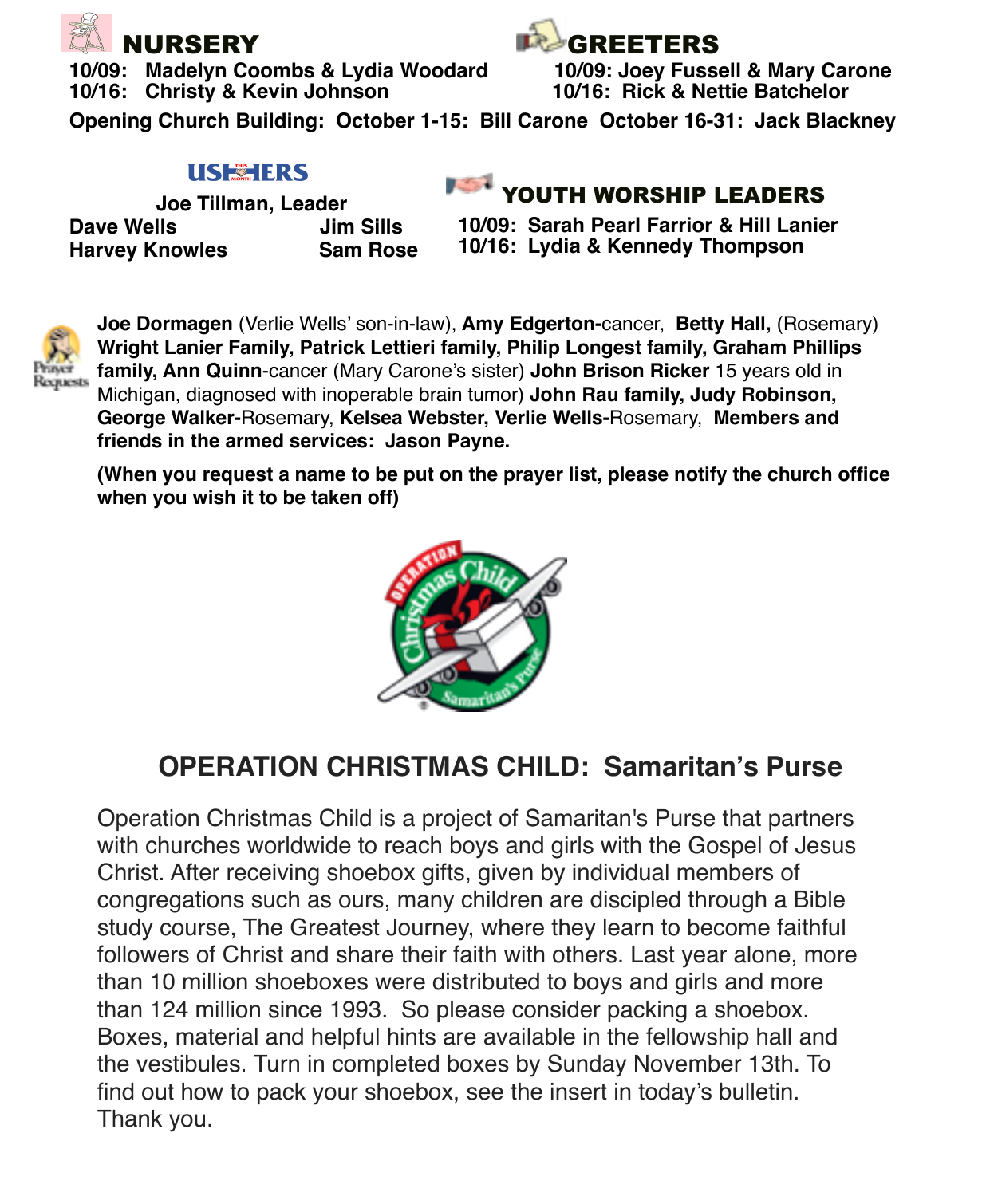## NURSERY

**10/09: Madelyn Coombs & Lydia Woodard**
**10/16: Christy & Kevin Johnson**

## GREETERS

**10/09: Joey Fussell & Mary Carone**
**10/16: Rick & Nettie Batchelor**

**Opening Church Building: October 1-15: Bill Carone October 16-31: Jack Blackney**

## USHERS

**Joe Tillman, Leader**

**Dave Wells** — **Jim Sills**
**Harvey Knowles** — **Sam Rose**

## YOUTH WORSHIP LEADERS

**10/09: Sarah Pearl Farrior & Hill Lanier**
**10/16: Lydia & Kennedy Thompson**

Prayer Requests

**Joe Dormagen** (Verlie Wells' son-in-law), **Amy Edgerton-**cancer, **Betty Hall,** (Rosemary) **Wright Lanier Family, Patrick Lettieri family, Philip Longest family, Graham Phillips family, Ann Quinn**-cancer (Mary Carone's sister) **John Brison Ricker** 15 years old in Michigan, diagnosed with inoperable brain tumor) **John Rau family, Judy Robinson, George Walker-**Rosemary, **Kelsea Webster, Verlie Wells-**Rosemary, **Members and friends in the armed services: Jason Payne.**

**(When you request a name to be put on the prayer list, please notify the church office when you wish it to be taken off)**

## OPERATION CHRISTMAS CHILD: Samaritan's Purse

Operation Christmas Child is a project of Samaritan's Purse that partners with churches worldwide to reach boys and girls with the Gospel of Jesus Christ. After receiving shoebox gifts, given by individual members of congregations such as ours, many children are discipled through a Bible study course, The Greatest Journey, where they learn to become faithful followers of Christ and share their faith with others. Last year alone, more than 10 million shoeboxes were distributed to boys and girls and more than 124 million since 1993. So please consider packing a shoebox. Boxes, material and helpful hints are available in the fellowship hall and the vestibules. Turn in completed boxes by Sunday November 13th. To find out how to pack your shoebox, see the insert in today's bulletin. Thank you.